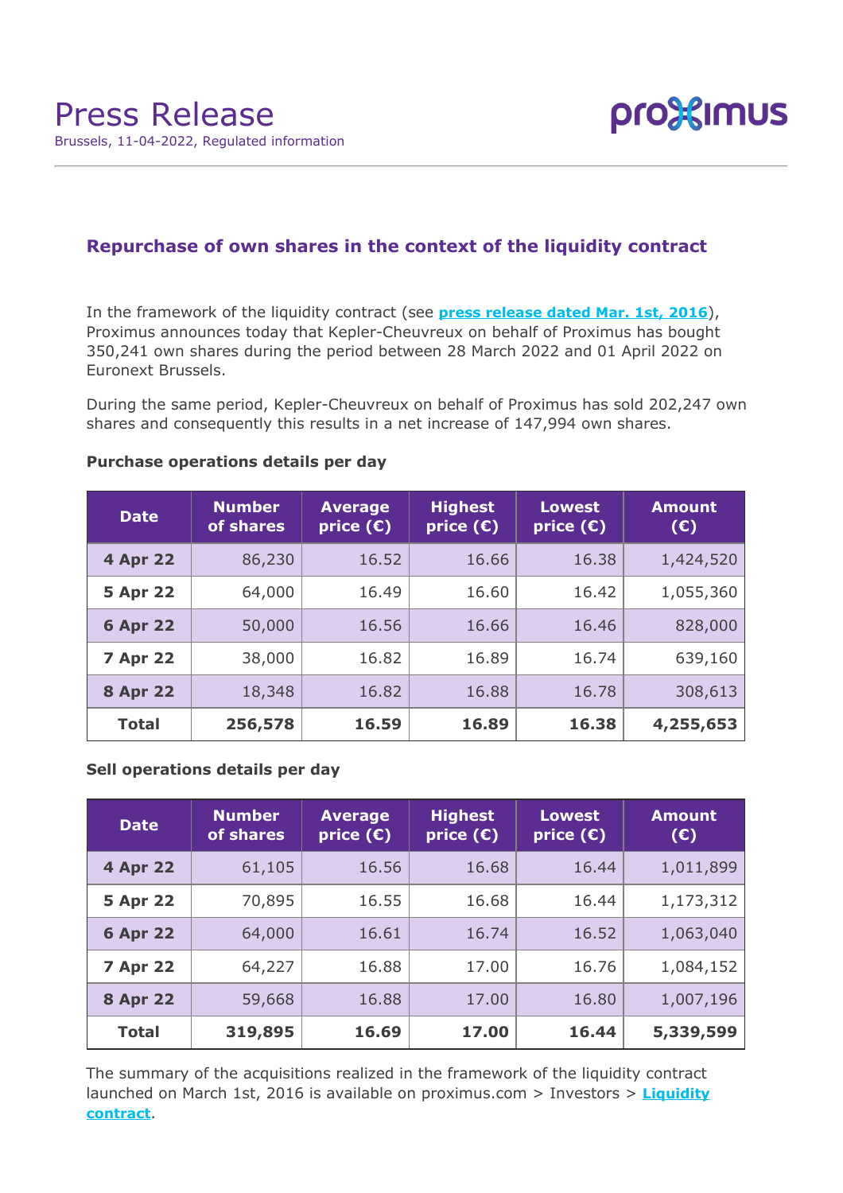# Press Release

Brussels, 11-04-2022, Regulated information

## Repurchase of own shares in the context of the liquidity contract

In the framework of the liquidity contract (see **press release dated Mar. 1st, 2016**), Proximus announces today that Kepler-Cheuvreux on behalf of Proximus has bought 350,241 own shares during the period between 28 March 2022 and 01 April 2022 on Euronext Brussels.

During the same period, Kepler-Cheuvreux on behalf of Proximus has sold 202,247 own shares and consequently this results in a net increase of 147,994 own shares.

**Purchase operations details per day**

| Date | Number of shares | Average price (€) | Highest price (€) | Lowest price (€) | Amount (€) |
|---|---|---|---|---|---|
| 4 Apr 22 | 86,230 | 16.52 | 16.66 | 16.38 | 1,424,520 |
| 5 Apr 22 | 64,000 | 16.49 | 16.60 | 16.42 | 1,055,360 |
| 6 Apr 22 | 50,000 | 16.56 | 16.66 | 16.46 | 828,000 |
| 7 Apr 22 | 38,000 | 16.82 | 16.89 | 16.74 | 639,160 |
| 8 Apr 22 | 18,348 | 16.82 | 16.88 | 16.78 | 308,613 |
| **Total** | **256,578** | **16.59** | **16.89** | **16.38** | **4,255,653** |

**Sell operations details per day**

| Date | Number of shares | Average price (€) | Highest price (€) | Lowest price (€) | Amount (€) |
|---|---|---|---|---|---|
| 4 Apr 22 | 61,105 | 16.56 | 16.68 | 16.44 | 1,011,899 |
| 5 Apr 22 | 70,895 | 16.55 | 16.68 | 16.44 | 1,173,312 |
| 6 Apr 22 | 64,000 | 16.61 | 16.74 | 16.52 | 1,063,040 |
| 7 Apr 22 | 64,227 | 16.88 | 17.00 | 16.76 | 1,084,152 |
| 8 Apr 22 | 59,668 | 16.88 | 17.00 | 16.80 | 1,007,196 |
| **Total** | **319,895** | **16.69** | **17.00** | **16.44** | **5,339,599** |

The summary of the acquisitions realized in the framework of the liquidity contract launched on March 1st, 2016 is available on proximus.com > Investors > **Liquidity contract**.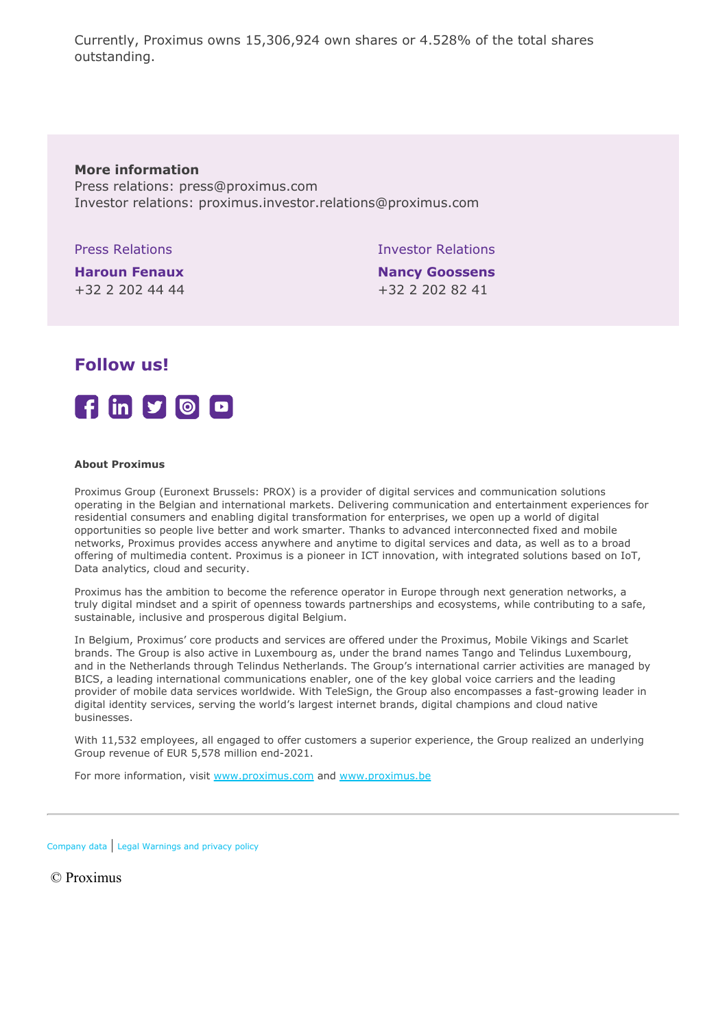Currently, Proximus owns 15,306,924 own shares or 4.528% of the total shares outstanding.

**More information**
Press relations: press@proximus.com
Investor relations: proximus.investor.relations@proximus.com

Press Relations

**Haroun Fenaux**
+32 2 202 44 44

Investor Relations

**Nancy Goossens**
+32 2 202 82 41

## Follow us!

**About Proximus**

Proximus Group (Euronext Brussels: PROX) is a provider of digital services and communication solutions operating in the Belgian and international markets. Delivering communication and entertainment experiences for residential consumers and enabling digital transformation for enterprises, we open up a world of digital opportunities so people live better and work smarter. Thanks to advanced interconnected fixed and mobile networks, Proximus provides access anywhere and anytime to digital services and data, as well as to a broad offering of multimedia content. Proximus is a pioneer in ICT innovation, with integrated solutions based on IoT, Data analytics, cloud and security.

Proximus has the ambition to become the reference operator in Europe through next generation networks, a truly digital mindset and a spirit of openness towards partnerships and ecosystems, while contributing to a safe, sustainable, inclusive and prosperous digital Belgium.

In Belgium, Proximus' core products and services are offered under the Proximus, Mobile Vikings and Scarlet brands. The Group is also active in Luxembourg as, under the brand names Tango and Telindus Luxembourg, and in the Netherlands through Telindus Netherlands. The Group's international carrier activities are managed by BICS, a leading international communications enabler, one of the key global voice carriers and the leading provider of mobile data services worldwide. With TeleSign, the Group also encompasses a fast-growing leader in digital identity services, serving the world's largest internet brands, digital champions and cloud native businesses.

With 11,532 employees, all engaged to offer customers a superior experience, the Group realized an underlying Group revenue of EUR 5,578 million end-2021.

For more information, visit www.proximus.com and www.proximus.be

Company data | Legal Warnings and privacy policy

© Proximus